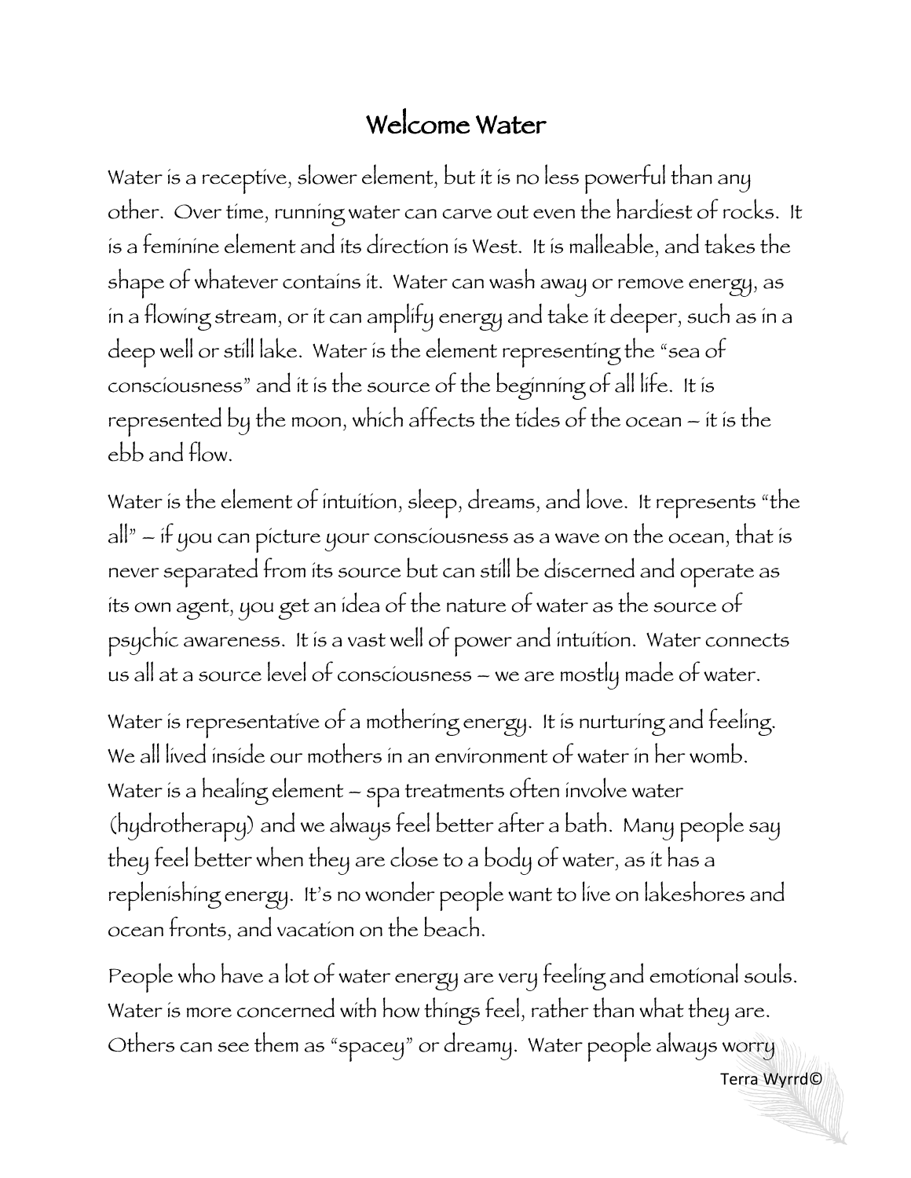# Welcome Water

Water is a receptive, slower element, but it is no less powerful than any other. Over time, running water can carve out even the hardiest of rocks. It is a feminine element and its direction is West. It is malleable, and takes the shape of whatever contains it. Water can wash away or remove energy, as in a flowing stream, or it can amplify energy and take it deeper, such as in a deep well or still lake. Water is the element representing the "sea of consciousness" and it is the source of the beginning of all life. It is represented by the moon, which affects the tides of the ocean – it is the ebb and flow.

Water is the element of intuition, sleep, dreams, and love. It represents "the all" – if you can picture your consciousness as a wave on the ocean, that is never separated from its source but can still be discerned and operate as its own agent, you get an idea of the nature of water as the source of psychic awareness. It is a vast well of power and intuition. Water connects us all at a source level of consciousness – we are mostly made of water.

Water is representative of a mothering energy. It is nurturing and feeling. We all lived inside our mothers in an environment of water in her womb. Water is a healing element – spa treatments often involve water (hydrotherapy) and we always feel better after a bath. Many people say they feel better when they are close to a body of water, as it has a replenishing energy. It's no wonder people want to live on lakeshores and ocean fronts, and vacation on the beach.

People who have a lot of water energy are very feeling and emotional souls. Water is more concerned with how things feel, rather than what they are. Others can see them as "spacey" or dreamy. Water people always worry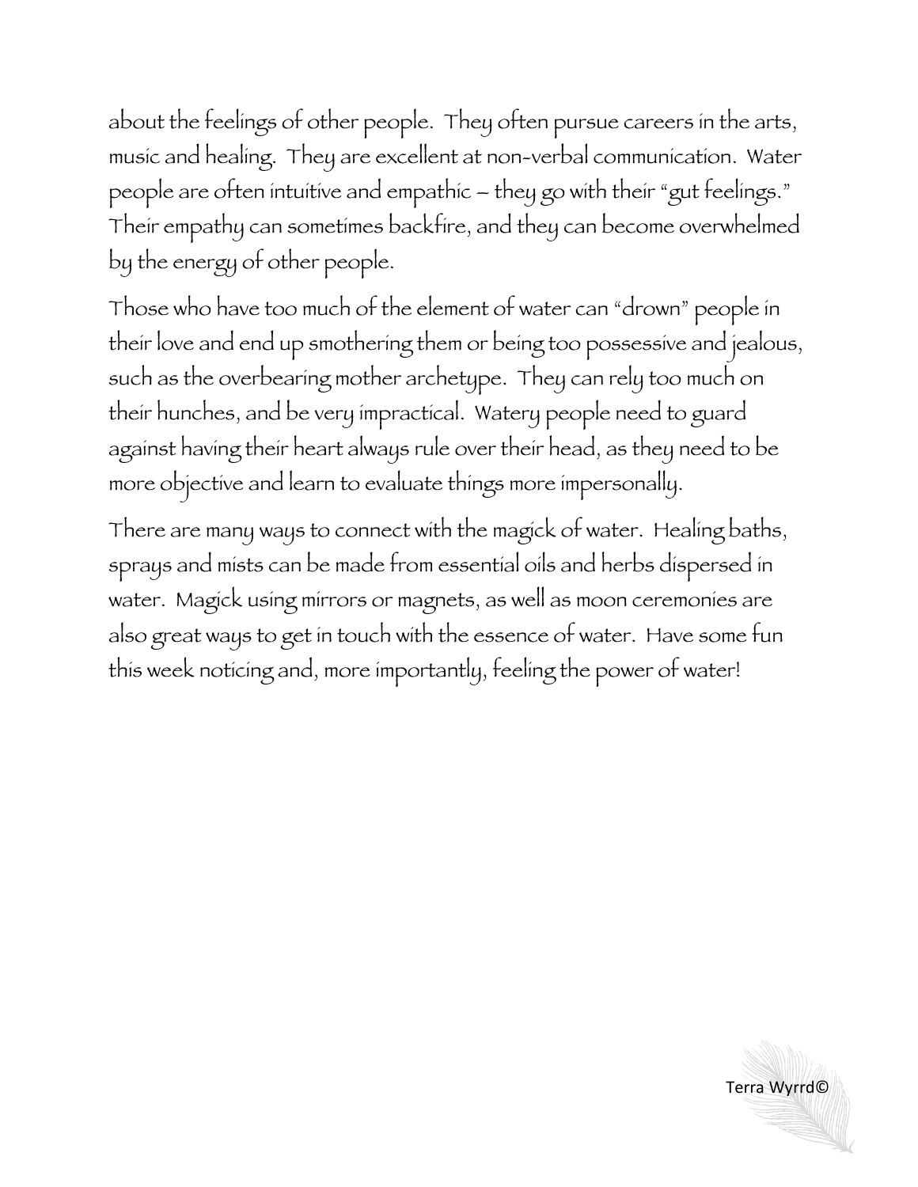about the feelings of other people. They often pursue careers in the arts, music and healing. They are excellent at non-verbal communication. Water people are often intuitive and empathic – they go with their "gut feelings." Their empathy can sometimes backfire, and they can become overwhelmed by the energy of other people.

Those who have too much of the element of water can "drown" people in their love and end up smothering them or being too possessive and jealous, such as the overbearing mother archetype. They can rely too much on their hunches, and be very impractical. Watery people need to guard against having their heart always rule over their head, as they need to be more objective and learn to evaluate things more impersonally.

There are many ways to connect with the magick of water. Healing baths, sprays and mists can be made from essential oils and herbs dispersed in water. Magick using mirrors or magnets, as well as moon ceremonies are also great ways to get in touch with the essence of water. Have some fun this week noticing and, more importantly, feeling the power of water!

Terra Wyrrd©